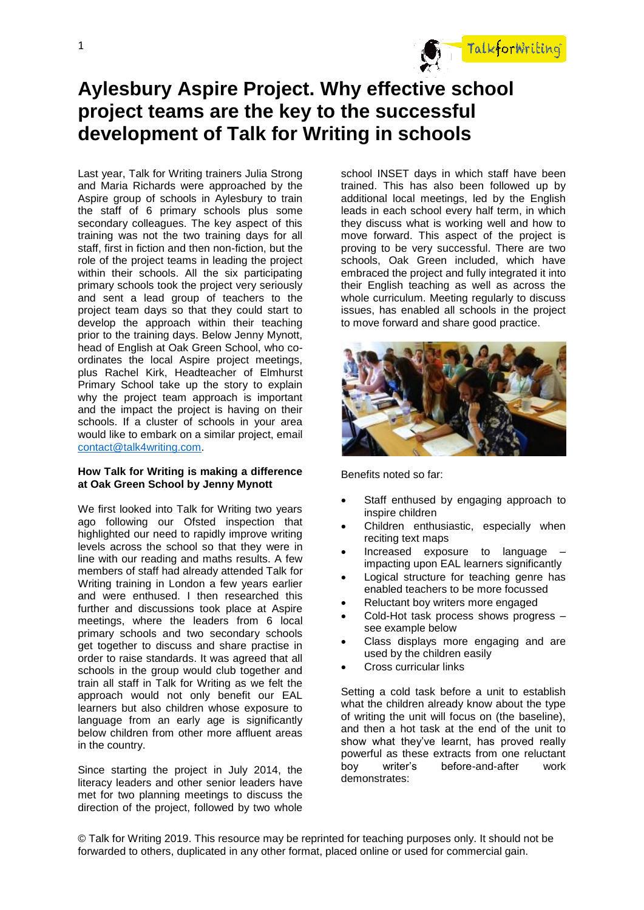# Aylesbury Aspire Project. Why effective school project teams are the key to the successful development of Talk for Writing in schools

Last year, Talk for Writing trainers Julia Strong and Maria Richards were approached by the Aspire group of schools in Aylesbury to train the staff of 6 primary schools plus some secondary colleagues. The key aspect of this training was not the two training days for all staff, first in fiction and then non-fiction, but the role of the project teams in leading the project within their schools. All the six participating primary schools took the project very seriously and sent a lead group of teachers to the project team days so that they could start to develop the approach within their teaching prior to the training days. Below Jenny Mynott, head of English at Oak Green School, who co-ordinates the local Aspire project meetings, plus Rachel Kirk, Headteacher of Elmhurst Primary School take up the story to explain why the project team approach is important and the impact the project is having on their schools. If a cluster of schools in your area would like to embark on a similar project, email contact@talk4writing.com.

**How Talk for Writing is making a difference at Oak Green School by Jenny Mynott**

We first looked into Talk for Writing two years ago following our Ofsted inspection that highlighted our need to rapidly improve writing levels across the school so that they were in line with our reading and maths results. A few members of staff had already attended Talk for Writing training in London a few years earlier and were enthused. I then researched this further and discussions took place at Aspire meetings, where the leaders from 6 local primary schools and two secondary schools get together to discuss and share practise in order to raise standards. It was agreed that all schools in the group would club together and train all staff in Talk for Writing as we felt the approach would not only benefit our EAL learners but also children whose exposure to language from an early age is significantly below children from other more affluent areas in the country.

Since starting the project in July 2014, the literacy leaders and other senior leaders have met for two planning meetings to discuss the direction of the project, followed by two whole school INSET days in which staff have been trained. This has also been followed up by additional local meetings, led by the English leads in each school every half term, in which they discuss what is working well and how to move forward. This aspect of the project is proving to be very successful. There are two schools, Oak Green included, which have embraced the project and fully integrated it into their English teaching as well as across the whole curriculum. Meeting regularly to discuss issues, has enabled all schools in the project to move forward and share good practice.

Benefits noted so far:

- Staff enthused by engaging approach to inspire children
- Children enthusiastic, especially when reciting text maps
- Increased exposure to language – impacting upon EAL learners significantly
- Logical structure for teaching genre has enabled teachers to be more focussed
- Reluctant boy writers more engaged
- Cold-Hot task process shows progress – see example below
- Class displays more engaging and are used by the children easily
- Cross curricular links

Setting a cold task before a unit to establish what the children already know about the type of writing the unit will focus on (the baseline), and then a hot task at the end of the unit to show what they've learnt, has proved really powerful as these extracts from one reluctant boy writer's before-and-after work demonstrates:

© Talk for Writing 2019. This resource may be reprinted for teaching purposes only. It should not be forwarded to others, duplicated in any other format, placed online or used for commercial gain.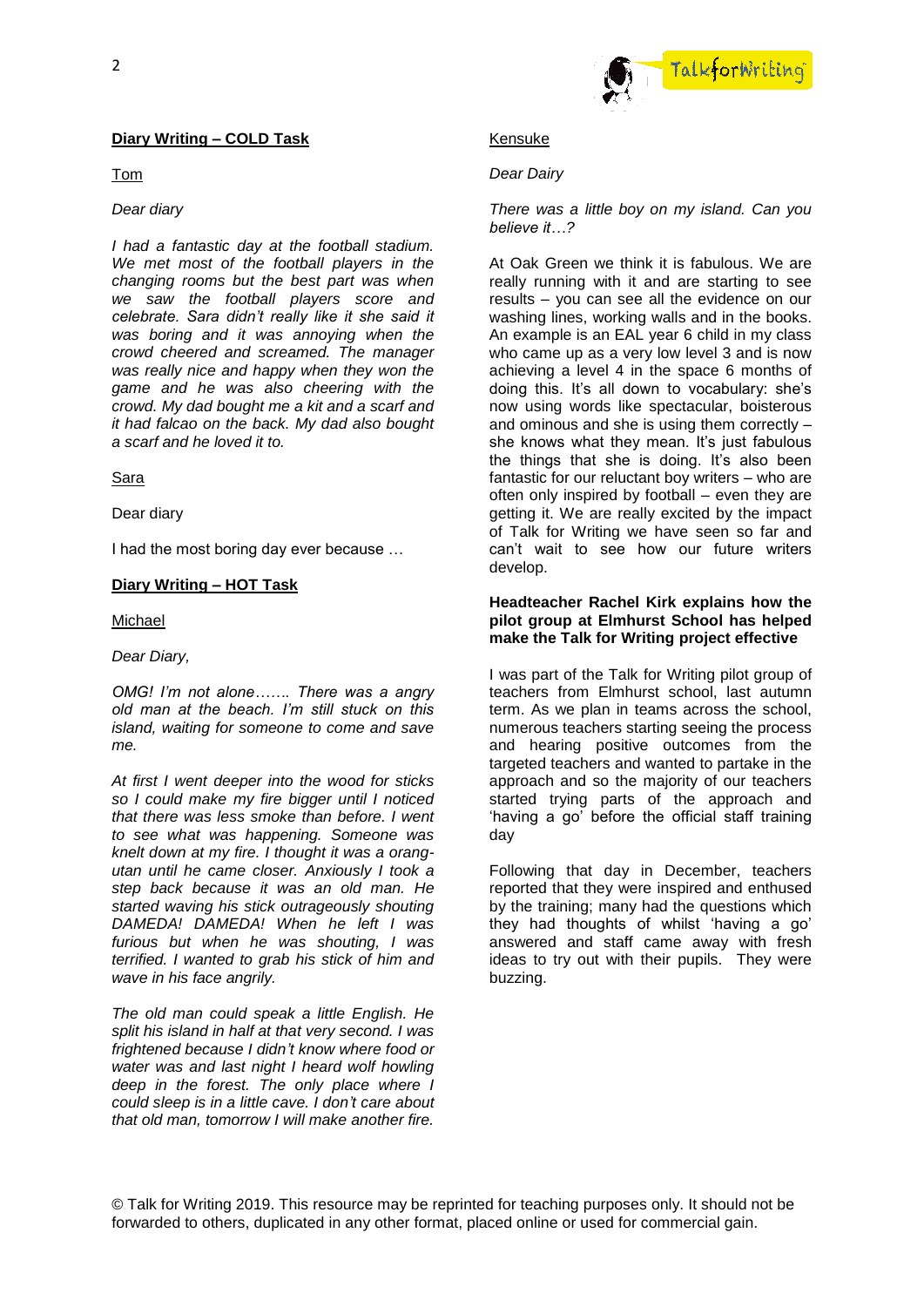**Diary Writing – COLD Task**

Tom

*Dear diary*

*I had a fantastic day at the football stadium. We met most of the football players in the changing rooms but the best part was when we saw the football players score and celebrate. Sara didn't really like it she said it was boring and it was annoying when the crowd cheered and screamed. The manager was really nice and happy when they won the game and he was also cheering with the crowd. My dad bought me a kit and a scarf and it had falcao on the back. My dad also bought a scarf and he loved it to.*

Sara

Dear diary

I had the most boring day ever because …

**Diary Writing – HOT Task**

Michael

*Dear Diary,*

*OMG! I'm not alone……. There was a angry old man at the beach. I'm still stuck on this island, waiting for someone to come and save me.*

*At first I went deeper into the wood for sticks so I could make my fire bigger until I noticed that there was less smoke than before. I went to see what was happening. Someone was knelt down at my fire. I thought it was a orang-utan until he came closer. Anxiously I took a step back because it was an old man. He started waving his stick outrageously shouting DAMEDA! DAMEDA! When he left I was furious but when he was shouting, I was terrified. I wanted to grab his stick of him and wave in his face angrily.*

*The old man could speak a little English. He split his island in half at that very second. I was frightened because I didn't know where food or water was and last night I heard wolf howling deep in the forest. The only place where I could sleep is in a little cave. I don't care about that old man, tomorrow I will make another fire.*

Kensuke

*Dear Dairy*

*There was a little boy on my island. Can you believe it…?*

At Oak Green we think it is fabulous. We are really running with it and are starting to see results – you can see all the evidence on our washing lines, working walls and in the books. An example is an EAL year 6 child in my class who came up as a very low level 3 and is now achieving a level 4 in the space 6 months of doing this. It's all down to vocabulary: she's now using words like spectacular, boisterous and ominous and she is using them correctly – she knows what they mean. It's just fabulous the things that she is doing. It's also been fantastic for our reluctant boy writers – who are often only inspired by football – even they are getting it. We are really excited by the impact of Talk for Writing we have seen so far and can't wait to see how our future writers develop.

**Headteacher Rachel Kirk explains how the pilot group at Elmhurst School has helped make the Talk for Writing project effective**

I was part of the Talk for Writing pilot group of teachers from Elmhurst school, last autumn term. As we plan in teams across the school, numerous teachers starting seeing the process and hearing positive outcomes from the targeted teachers and wanted to partake in the approach and so the majority of our teachers started trying parts of the approach and 'having a go' before the official staff training day

Following that day in December, teachers reported that they were inspired and enthused by the training; many had the questions which they had thoughts of whilst 'having a go' answered and staff came away with fresh ideas to try out with their pupils. They were buzzing.

© Talk for Writing 2019. This resource may be reprinted for teaching purposes only. It should not be forwarded to others, duplicated in any other format, placed online or used for commercial gain.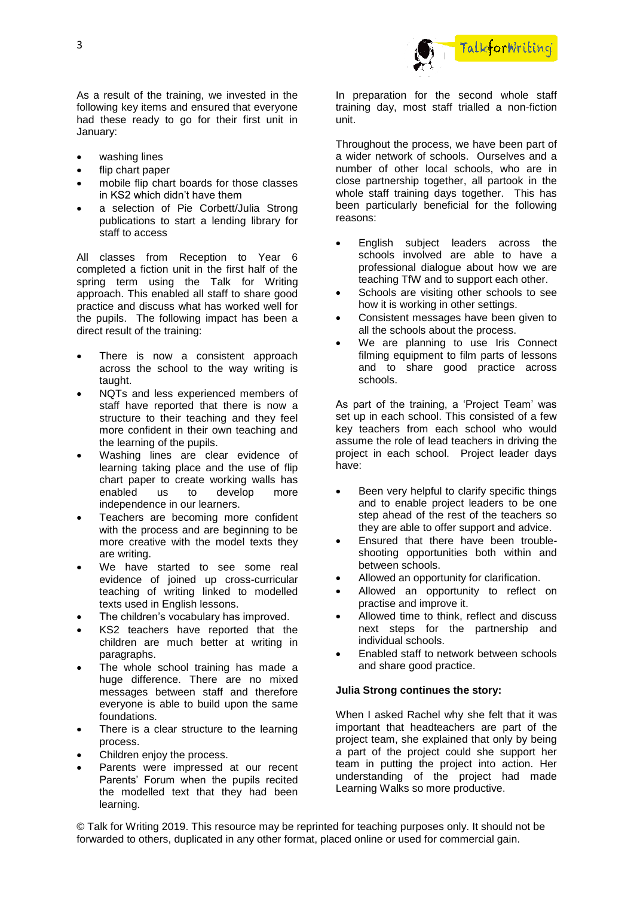As a result of the training, we invested in the following key items and ensured that everyone had these ready to go for their first unit in January:

- washing lines
- flip chart paper
- mobile flip chart boards for those classes in KS2 which didn't have them
- a selection of Pie Corbett/Julia Strong publications to start a lending library for staff to access

All classes from Reception to Year 6 completed a fiction unit in the first half of the spring term using the Talk for Writing approach. This enabled all staff to share good practice and discuss what has worked well for the pupils. The following impact has been a direct result of the training:

- There is now a consistent approach across the school to the way writing is taught.
- NQTs and less experienced members of staff have reported that there is now a structure to their teaching and they feel more confident in their own teaching and the learning of the pupils.
- Washing lines are clear evidence of learning taking place and the use of flip chart paper to create working walls has enabled us to develop more independence in our learners.
- Teachers are becoming more confident with the process and are beginning to be more creative with the model texts they are writing.
- We have started to see some real evidence of joined up cross-curricular teaching of writing linked to modelled texts used in English lessons.
- The children's vocabulary has improved.
- KS2 teachers have reported that the children are much better at writing in paragraphs.
- The whole school training has made a huge difference. There are no mixed messages between staff and therefore everyone is able to build upon the same foundations.
- There is a clear structure to the learning process.
- Children enjoy the process.
- Parents were impressed at our recent Parents' Forum when the pupils recited the modelled text that they had been learning.

In preparation for the second whole staff training day, most staff trialled a non-fiction unit.

Throughout the process, we have been part of a wider network of schools. Ourselves and a number of other local schools, who are in close partnership together, all partook in the whole staff training days together. This has been particularly beneficial for the following reasons:

- English subject leaders across the schools involved are able to have a professional dialogue about how we are teaching TfW and to support each other.
- Schools are visiting other schools to see how it is working in other settings.
- Consistent messages have been given to all the schools about the process.
- We are planning to use Iris Connect filming equipment to film parts of lessons and to share good practice across schools.

As part of the training, a 'Project Team' was set up in each school. This consisted of a few key teachers from each school who would assume the role of lead teachers in driving the project in each school. Project leader days have:

- Been very helpful to clarify specific things and to enable project leaders to be one step ahead of the rest of the teachers so they are able to offer support and advice.
- Ensured that there have been trouble-shooting opportunities both within and between schools.
- Allowed an opportunity for clarification.
- Allowed an opportunity to reflect on practise and improve it.
- Allowed time to think, reflect and discuss next steps for the partnership and individual schools.
- Enabled staff to network between schools and share good practice.

**Julia Strong continues the story:**

When I asked Rachel why she felt that it was important that headteachers are part of the project team, she explained that only by being a part of the project could she support her team in putting the project into action. Her understanding of the project had made Learning Walks so more productive.

© Talk for Writing 2019. This resource may be reprinted for teaching purposes only. It should not be forwarded to others, duplicated in any other format, placed online or used for commercial gain.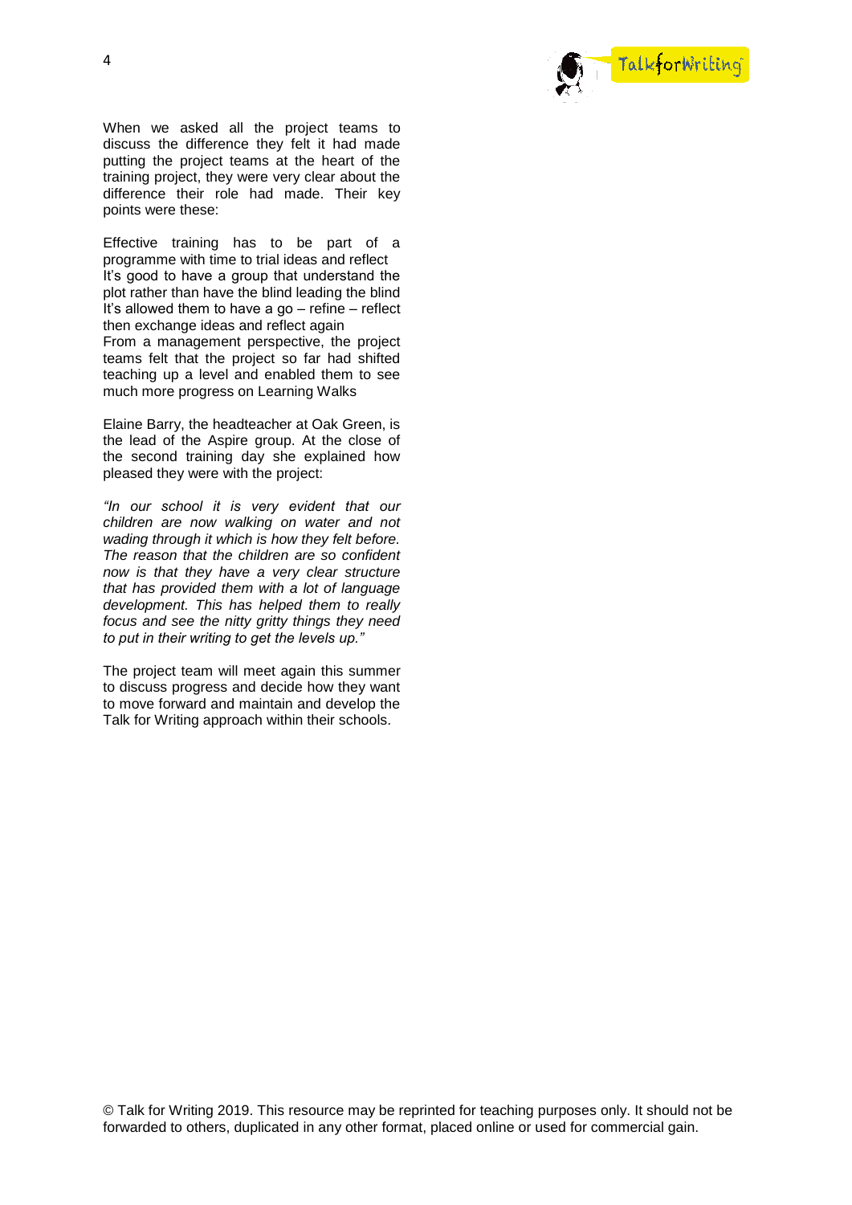When we asked all the project teams to discuss the difference they felt it had made putting the project teams at the heart of the training project, they were very clear about the difference their role had made. Their key points were these:

Effective training has to be part of a programme with time to trial ideas and reflect
It's good to have a group that understand the plot rather than have the blind leading the blind
It's allowed them to have a go – refine – reflect then exchange ideas and reflect again
From a management perspective, the project teams felt that the project so far had shifted teaching up a level and enabled them to see much more progress on Learning Walks

Elaine Barry, the headteacher at Oak Green, is the lead of the Aspire group. At the close of the second training day she explained how pleased they were with the project:

*"In our school it is very evident that our children are now walking on water and not wading through it which is how they felt before. The reason that the children are so confident now is that they have a very clear structure that has provided them with a lot of language development. This has helped them to really focus and see the nitty gritty things they need to put in their writing to get the levels up."*

The project team will meet again this summer to discuss progress and decide how they want to move forward and maintain and develop the Talk for Writing approach within their schools.